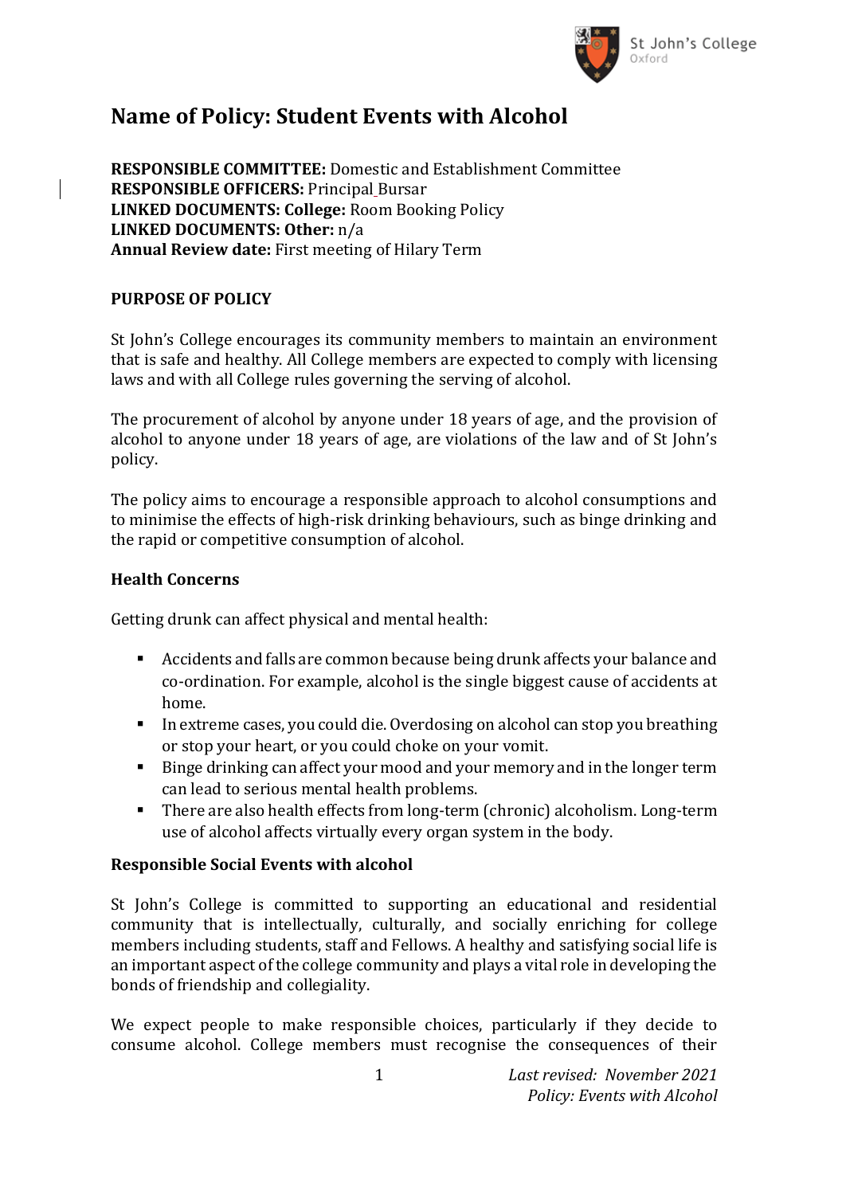# Name of Policy: Student Events with Alcohol

**RESPONSIBLE COMMITTEE:** Domestic and Establishment Committee
**RESPONSIBLE OFFICERS:** Principal Bursar
**LINKED DOCUMENTS: College:** Room Booking Policy
**LINKED DOCUMENTS: Other:** n/a
**Annual Review date:** First meeting of Hilary Term

## PURPOSE OF POLICY

St John's College encourages its community members to maintain an environment that is safe and healthy. All College members are expected to comply with licensing laws and with all College rules governing the serving of alcohol.

The procurement of alcohol by anyone under 18 years of age, and the provision of alcohol to anyone under 18 years of age, are violations of the law and of St John's policy.

The policy aims to encourage a responsible approach to alcohol consumptions and to minimise the effects of high-risk drinking behaviours, such as binge drinking and the rapid or competitive consumption of alcohol.

### Health Concerns

Getting drunk can affect physical and mental health:

- Accidents and falls are common because being drunk affects your balance and co-ordination. For example, alcohol is the single biggest cause of accidents at home.
- In extreme cases, you could die. Overdosing on alcohol can stop you breathing or stop your heart, or you could choke on your vomit.
- Binge drinking can affect your mood and your memory and in the longer term can lead to serious mental health problems.
- There are also health effects from long-term (chronic) alcoholism. Long-term use of alcohol affects virtually every organ system in the body.

### Responsible Social Events with alcohol

St John's College is committed to supporting an educational and residential community that is intellectually, culturally, and socially enriching for college members including students, staff and Fellows. A healthy and satisfying social life is an important aspect of the college community and plays a vital role in developing the bonds of friendship and collegiality.

We expect people to make responsible choices, particularly if they decide to consume alcohol. College members must recognise the consequences of their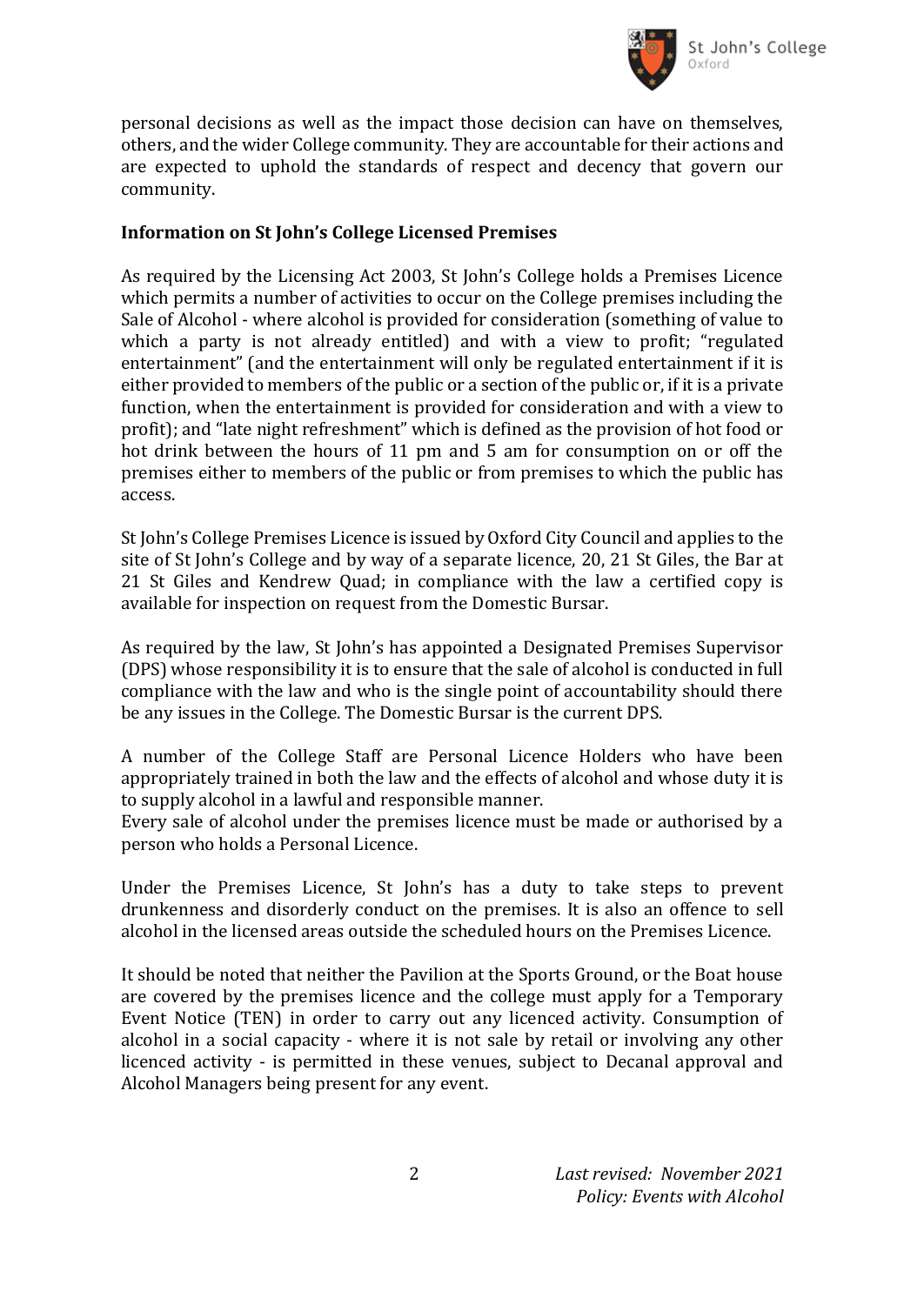personal decisions as well as the impact those decision can have on themselves, others, and the wider College community. They are accountable for their actions and are expected to uphold the standards of respect and decency that govern our community.

**Information on St John's College Licensed Premises**

As required by the Licensing Act 2003, St John's College holds a Premises Licence which permits a number of activities to occur on the College premises including the Sale of Alcohol - where alcohol is provided for consideration (something of value to which a party is not already entitled) and with a view to profit; "regulated entertainment" (and the entertainment will only be regulated entertainment if it is either provided to members of the public or a section of the public or, if it is a private function, when the entertainment is provided for consideration and with a view to profit); and "late night refreshment" which is defined as the provision of hot food or hot drink between the hours of 11 pm and 5 am for consumption on or off the premises either to members of the public or from premises to which the public has access.

St John's College Premises Licence is issued by Oxford City Council and applies to the site of St John's College and by way of a separate licence, 20, 21 St Giles, the Bar at 21 St Giles and Kendrew Quad; in compliance with the law a certified copy is available for inspection on request from the Domestic Bursar.

As required by the law, St John's has appointed a Designated Premises Supervisor (DPS) whose responsibility it is to ensure that the sale of alcohol is conducted in full compliance with the law and who is the single point of accountability should there be any issues in the College. The Domestic Bursar is the current DPS.

A number of the College Staff are Personal Licence Holders who have been appropriately trained in both the law and the effects of alcohol and whose duty it is to supply alcohol in a lawful and responsible manner.
Every sale of alcohol under the premises licence must be made or authorised by a person who holds a Personal Licence.

Under the Premises Licence, St John's has a duty to take steps to prevent drunkenness and disorderly conduct on the premises. It is also an offence to sell alcohol in the licensed areas outside the scheduled hours on the Premises Licence.

It should be noted that neither the Pavilion at the Sports Ground, or the Boat house are covered by the premises licence and the college must apply for a Temporary Event Notice (TEN) in order to carry out any licenced activity. Consumption of alcohol in a social capacity - where it is not sale by retail or involving any other licenced activity - is permitted in these venues, subject to Decanal approval and Alcohol Managers being present for any event.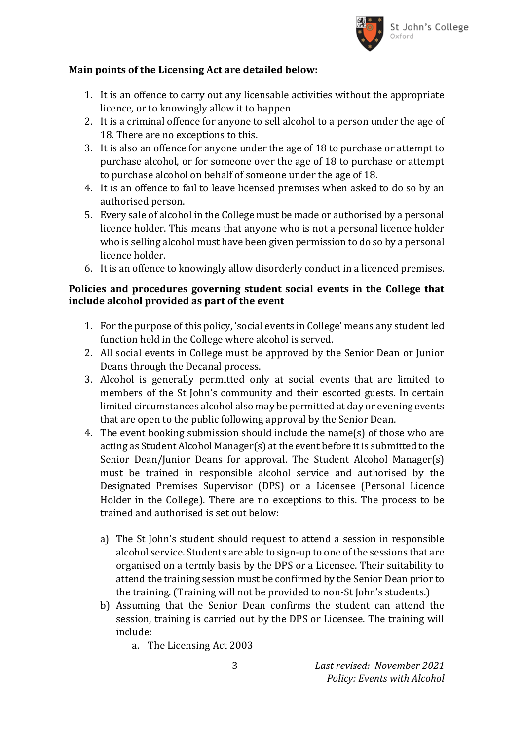**Main points of the Licensing Act are detailed below:**

1. It is an offence to carry out any licensable activities without the appropriate licence, or to knowingly allow it to happen
2. It is a criminal offence for anyone to sell alcohol to a person under the age of 18. There are no exceptions to this.
3. It is also an offence for anyone under the age of 18 to purchase or attempt to purchase alcohol, or for someone over the age of 18 to purchase or attempt to purchase alcohol on behalf of someone under the age of 18.
4. It is an offence to fail to leave licensed premises when asked to do so by an authorised person.
5. Every sale of alcohol in the College must be made or authorised by a personal licence holder. This means that anyone who is not a personal licence holder who is selling alcohol must have been given permission to do so by a personal licence holder.
6. It is an offence to knowingly allow disorderly conduct in a licenced premises.

**Policies and procedures governing student social events in the College that include alcohol provided as part of the event**

1. For the purpose of this policy, 'social events in College' means any student led function held in the College where alcohol is served.
2. All social events in College must be approved by the Senior Dean or Junior Deans through the Decanal process.
3. Alcohol is generally permitted only at social events that are limited to members of the St John's community and their escorted guests. In certain limited circumstances alcohol also may be permitted at day or evening events that are open to the public following approval by the Senior Dean.
4. The event booking submission should include the name(s) of those who are acting as Student Alcohol Manager(s) at the event before it is submitted to the Senior Dean/Junior Deans for approval. The Student Alcohol Manager(s) must be trained in responsible alcohol service and authorised by the Designated Premises Supervisor (DPS) or a Licensee (Personal Licence Holder in the College). There are no exceptions to this. The process to be trained and authorised is set out below:

    a) The St John's student should request to attend a session in responsible alcohol service. Students are able to sign-up to one of the sessions that are organised on a termly basis by the DPS or a Licensee. Their suitability to attend the training session must be confirmed by the Senior Dean prior to the training. (Training will not be provided to non-St John's students.)
    b) Assuming that the Senior Dean confirms the student can attend the session, training is carried out by the DPS or Licensee. The training will include:
        a. The Licensing Act 2003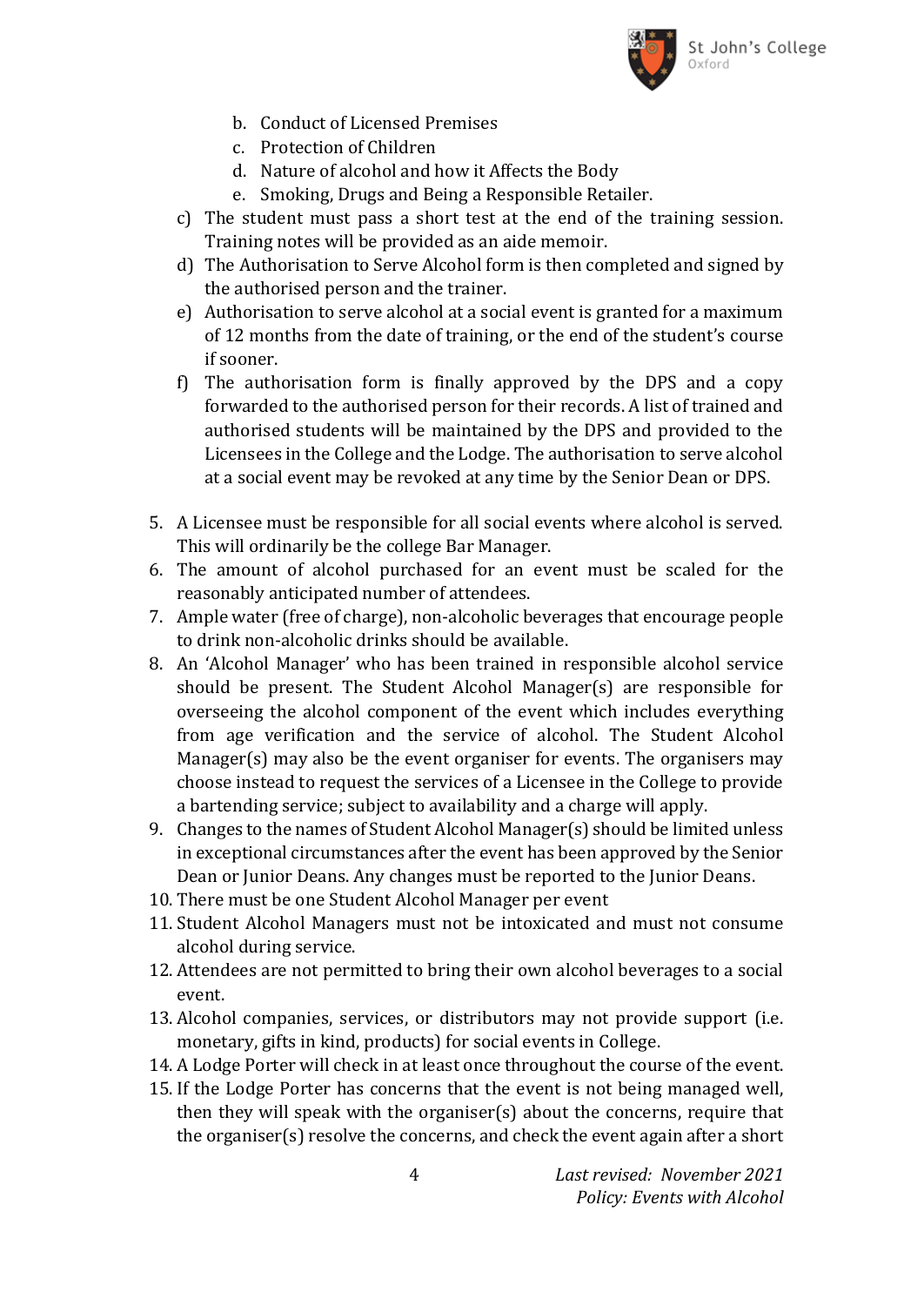b. Conduct of Licensed Premises
   c. Protection of Children
   d. Nature of alcohol and how it Affects the Body
   e. Smoking, Drugs and Being a Responsible Retailer.

   c) The student must pass a short test at the end of the training session. Training notes will be provided as an aide memoir.
   d) The Authorisation to Serve Alcohol form is then completed and signed by the authorised person and the trainer.
   e) Authorisation to serve alcohol at a social event is granted for a maximum of 12 months from the date of training, or the end of the student's course if sooner.
   f) The authorisation form is finally approved by the DPS and a copy forwarded to the authorised person for their records. A list of trained and authorised students will be maintained by the DPS and provided to the Licensees in the College and the Lodge. The authorisation to serve alcohol at a social event may be revoked at any time by the Senior Dean or DPS.

5. A Licensee must be responsible for all social events where alcohol is served. This will ordinarily be the college Bar Manager.
6. The amount of alcohol purchased for an event must be scaled for the reasonably anticipated number of attendees.
7. Ample water (free of charge), non-alcoholic beverages that encourage people to drink non-alcoholic drinks should be available.
8. An 'Alcohol Manager' who has been trained in responsible alcohol service should be present. The Student Alcohol Manager(s) are responsible for overseeing the alcohol component of the event which includes everything from age verification and the service of alcohol. The Student Alcohol Manager(s) may also be the event organiser for events. The organisers may choose instead to request the services of a Licensee in the College to provide a bartending service; subject to availability and a charge will apply.
9. Changes to the names of Student Alcohol Manager(s) should be limited unless in exceptional circumstances after the event has been approved by the Senior Dean or Junior Deans. Any changes must be reported to the Junior Deans.
10. There must be one Student Alcohol Manager per event
11. Student Alcohol Managers must not be intoxicated and must not consume alcohol during service.
12. Attendees are not permitted to bring their own alcohol beverages to a social event.
13. Alcohol companies, services, or distributors may not provide support (i.e. monetary, gifts in kind, products) for social events in College.
14. A Lodge Porter will check in at least once throughout the course of the event.
15. If the Lodge Porter has concerns that the event is not being managed well, then they will speak with the organiser(s) about the concerns, require that the organiser(s) resolve the concerns, and check the event again after a short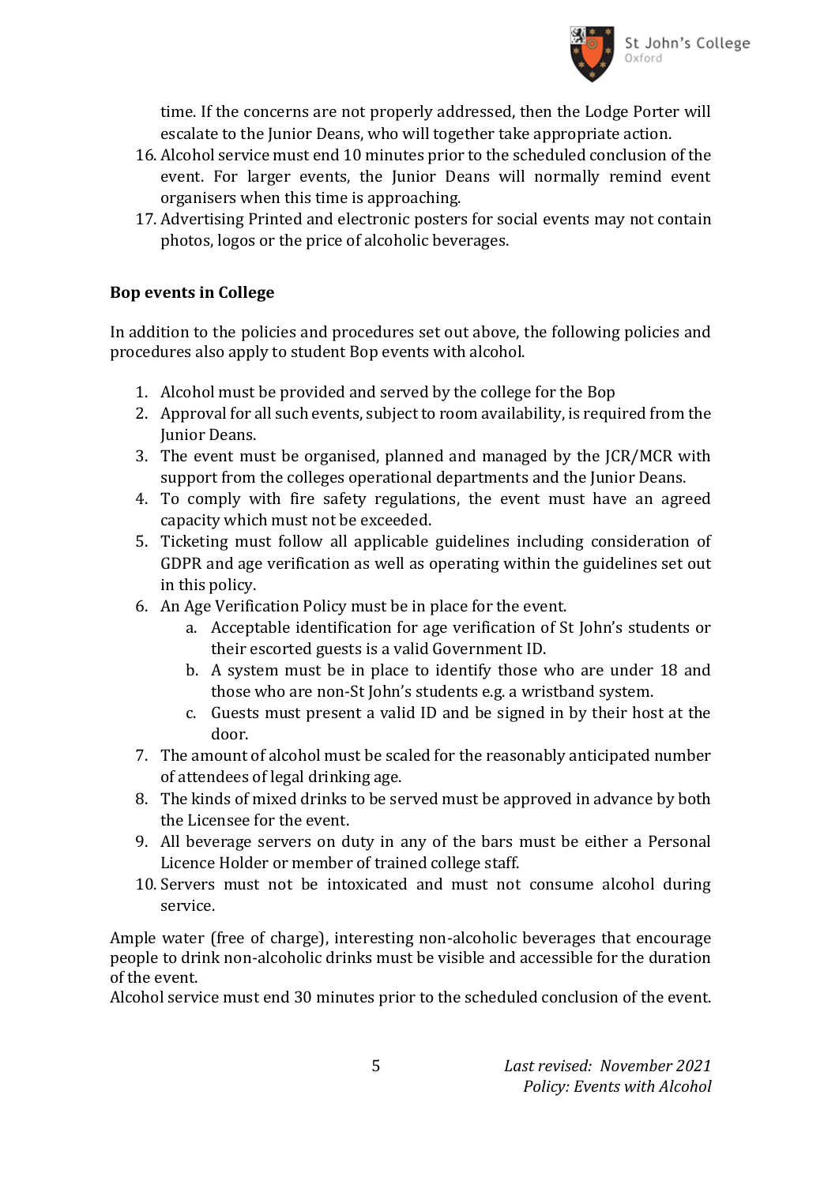time. If the concerns are not properly addressed, then the Lodge Porter will escalate to the Junior Deans, who will together take appropriate action.

16. Alcohol service must end 10 minutes prior to the scheduled conclusion of the event. For larger events, the Junior Deans will normally remind event organisers when this time is approaching.
17. Advertising Printed and electronic posters for social events may not contain photos, logos or the price of alcoholic beverages.

**Bop events in College**

In addition to the policies and procedures set out above, the following policies and procedures also apply to student Bop events with alcohol.

1. Alcohol must be provided and served by the college for the Bop
2. Approval for all such events, subject to room availability, is required from the Junior Deans.
3. The event must be organised, planned and managed by the JCR/MCR with support from the colleges operational departments and the Junior Deans.
4. To comply with fire safety regulations, the event must have an agreed capacity which must not be exceeded.
5. Ticketing must follow all applicable guidelines including consideration of GDPR and age verification as well as operating within the guidelines set out in this policy.
6. An Age Verification Policy must be in place for the event.
    a. Acceptable identification for age verification of St John's students or their escorted guests is a valid Government ID.
    b. A system must be in place to identify those who are under 18 and those who are non-St John's students e.g. a wristband system.
    c. Guests must present a valid ID and be signed in by their host at the door.
7. The amount of alcohol must be scaled for the reasonably anticipated number of attendees of legal drinking age.
8. The kinds of mixed drinks to be served must be approved in advance by both the Licensee for the event.
9. All beverage servers on duty in any of the bars must be either a Personal Licence Holder or member of trained college staff.
10. Servers must not be intoxicated and must not consume alcohol during service.

Ample water (free of charge), interesting non-alcoholic beverages that encourage people to drink non-alcoholic drinks must be visible and accessible for the duration of the event.
Alcohol service must end 30 minutes prior to the scheduled conclusion of the event.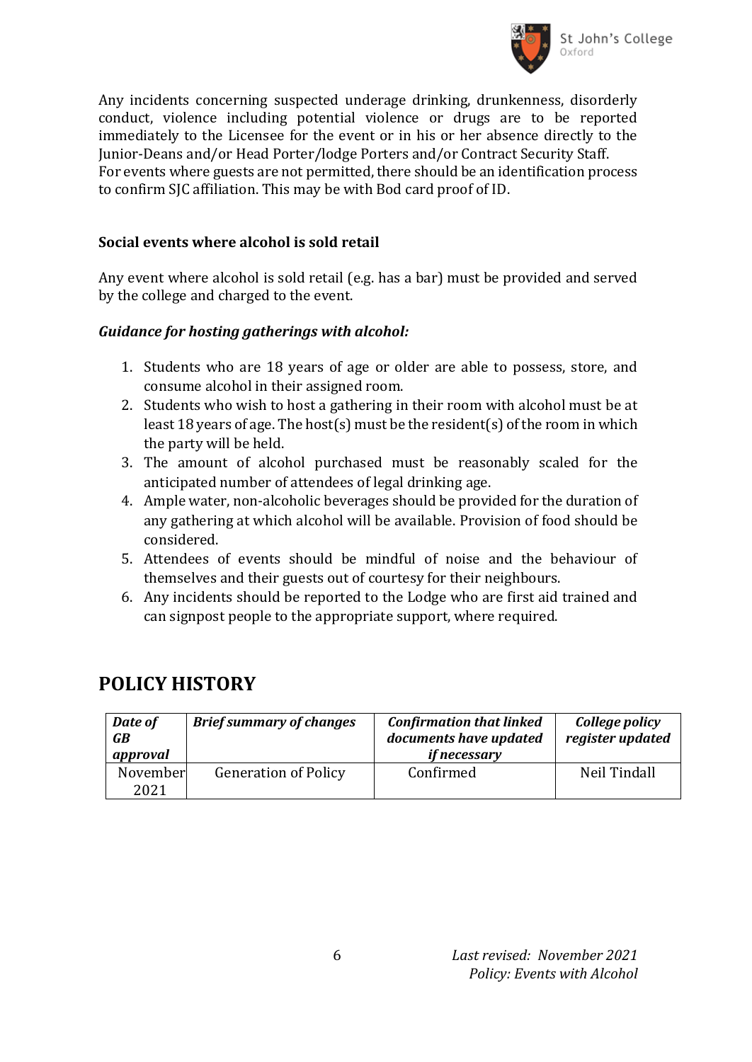Any incidents concerning suspected underage drinking, drunkenness, disorderly conduct, violence including potential violence or drugs are to be reported immediately to the Licensee for the event or in his or her absence directly to the Junior-Deans and/or Head Porter/lodge Porters and/or Contract Security Staff.
For events where guests are not permitted, there should be an identification process to confirm SJC affiliation. This may be with Bod card proof of ID.

**Social events where alcohol is sold retail**

Any event where alcohol is sold retail (e.g. has a bar) must be provided and served by the college and charged to the event.

***Guidance for hosting gatherings with alcohol:***

1. Students who are 18 years of age or older are able to possess, store, and consume alcohol in their assigned room.
2. Students who wish to host a gathering in their room with alcohol must be at least 18 years of age. The host(s) must be the resident(s) of the room in which the party will be held.
3. The amount of alcohol purchased must be reasonably scaled for the anticipated number of attendees of legal drinking age.
4. Ample water, non-alcoholic beverages should be provided for the duration of any gathering at which alcohol will be available. Provision of food should be considered.
5. Attendees of events should be mindful of noise and the behaviour of themselves and their guests out of courtesy for their neighbours.
6. Any incidents should be reported to the Lodge who are first aid trained and can signpost people to the appropriate support, where required.

## POLICY HISTORY

| ***Date of GB approval*** | ***Brief summary of changes*** | ***Confirmation that linked documents have updated if necessary*** | ***College policy register updated*** |
|---|---|---|---|
| November 2021 | Generation of Policy | Confirmed | Neil Tindall |